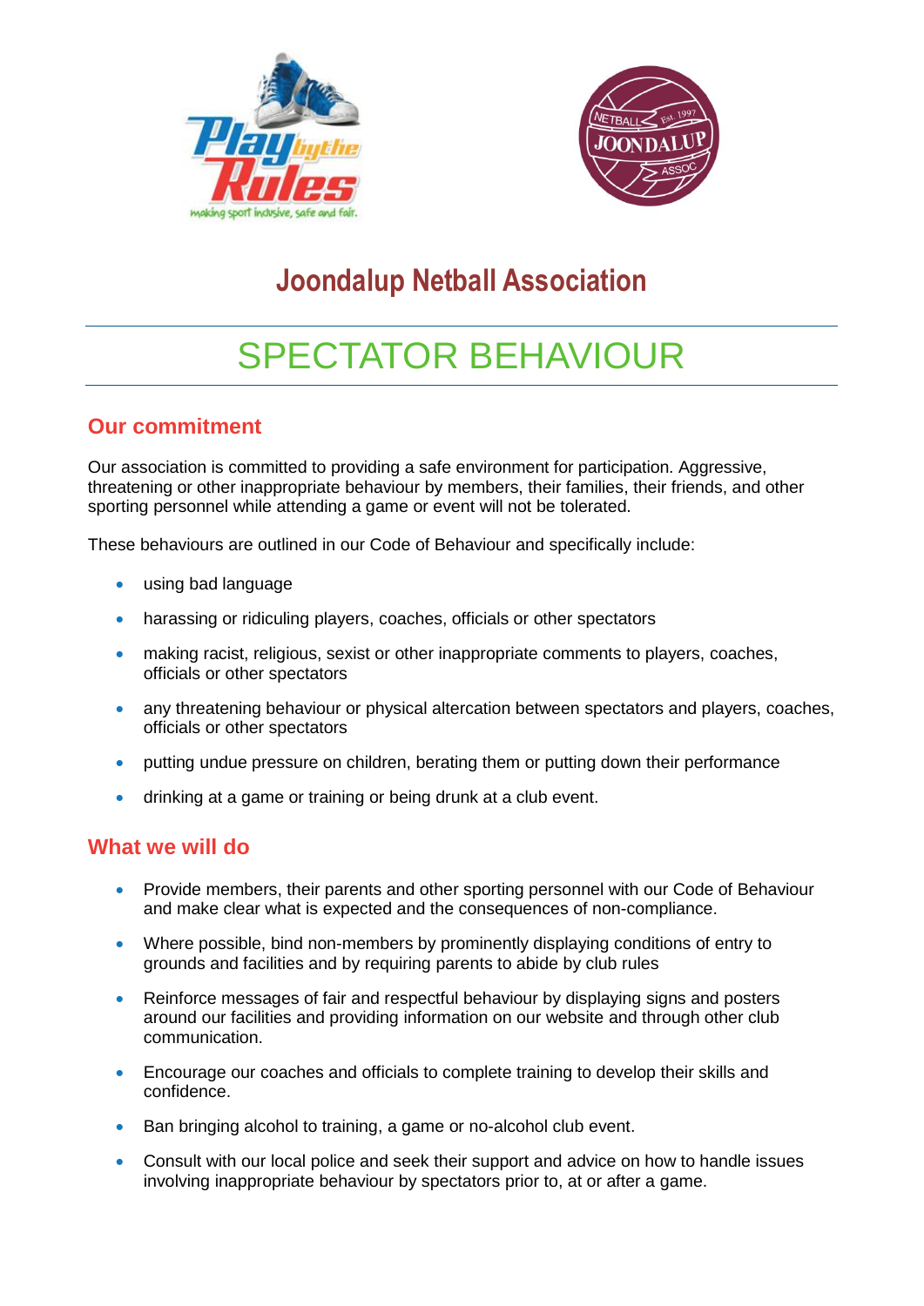# Joondalup Netball Association

# SPECTATOR BEHAVIOUR

## Our commitment

Our association is committed to providing a safe environment for participation. Aggressive, threatening or other inappropriate behaviour by members, their families, their friends, and other sporting personnel while attending a game or event will not be tolerated.

These behaviours are outlined in our Code of Behaviour and specifically include:

- using bad language
- harassing or ridiculing players, coaches, officials or other spectators
- making racist, religious, sexist or other inappropriate comments to players, coaches, officials or other spectators
- any threatening behaviour or physical altercation between spectators and players, coaches, officials or other spectators
- putting undue pressure on children, berating them or putting down their performance
- drinking at a game or training or being drunk at a club event.

## What we will do

- Provide members, their parents and other sporting personnel with our Code of Behaviour and make clear what is expected and the consequences of non-compliance.
- Where possible, bind non-members by prominently displaying conditions of entry to grounds and facilities and by requiring parents to abide by club rules
- Reinforce messages of fair and respectful behaviour by displaying signs and posters around our facilities and providing information on our website and through other club communication.
- Encourage our coaches and officials to complete training to develop their skills and confidence.
- Ban bringing alcohol to training, a game or no-alcohol club event.
- Consult with our local police and seek their support and advice on how to handle issues involving inappropriate behaviour by spectators prior to, at or after a game.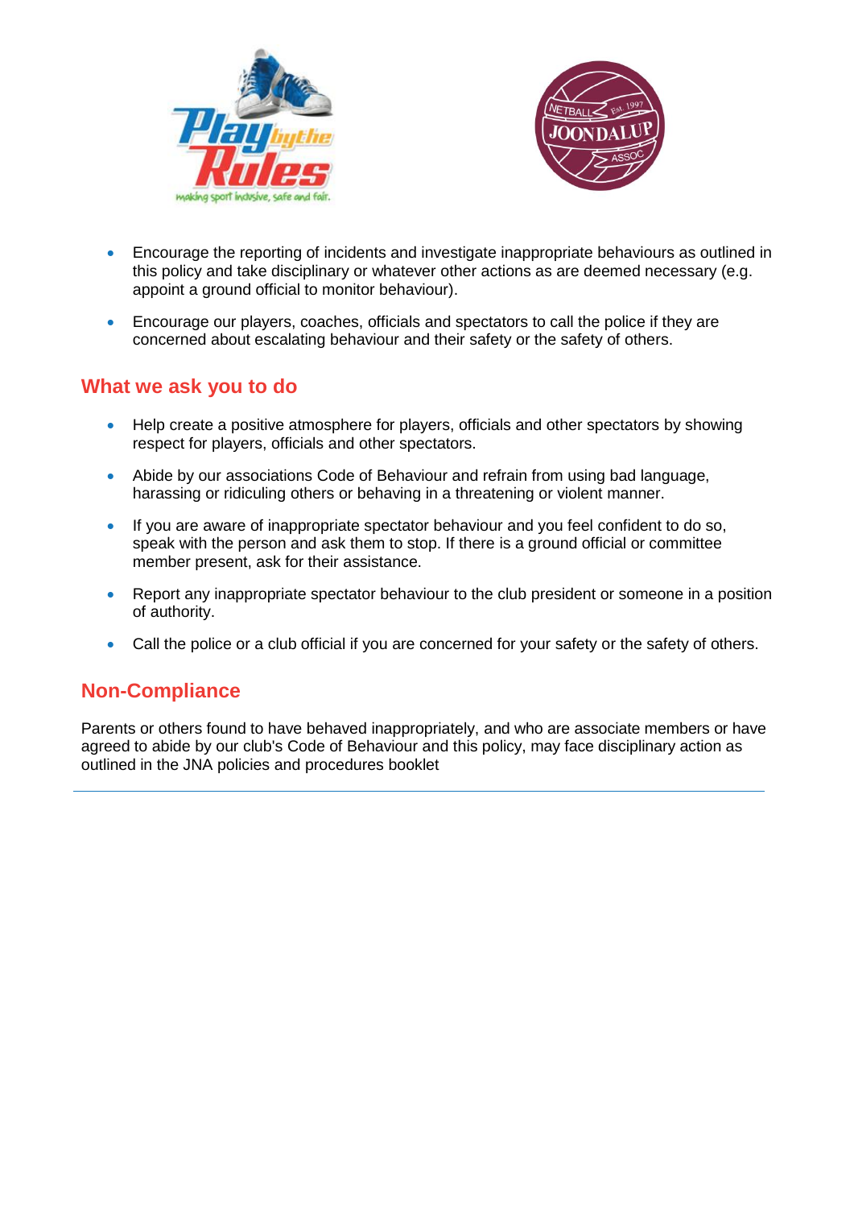- Encourage the reporting of incidents and investigate inappropriate behaviours as outlined in this policy and take disciplinary or whatever other actions as are deemed necessary (e.g. appoint a ground official to monitor behaviour).
- Encourage our players, coaches, officials and spectators to call the police if they are concerned about escalating behaviour and their safety or the safety of others.

## What we ask you to do

- Help create a positive atmosphere for players, officials and other spectators by showing respect for players, officials and other spectators.
- Abide by our associations Code of Behaviour and refrain from using bad language, harassing or ridiculing others or behaving in a threatening or violent manner.
- If you are aware of inappropriate spectator behaviour and you feel confident to do so, speak with the person and ask them to stop. If there is a ground official or committee member present, ask for their assistance.
- Report any inappropriate spectator behaviour to the club president or someone in a position of authority.
- Call the police or a club official if you are concerned for your safety or the safety of others.

## Non-Compliance

Parents or others found to have behaved inappropriately, and who are associate members or have agreed to abide by our club's Code of Behaviour and this policy, may face disciplinary action as outlined in the JNA policies and procedures booklet